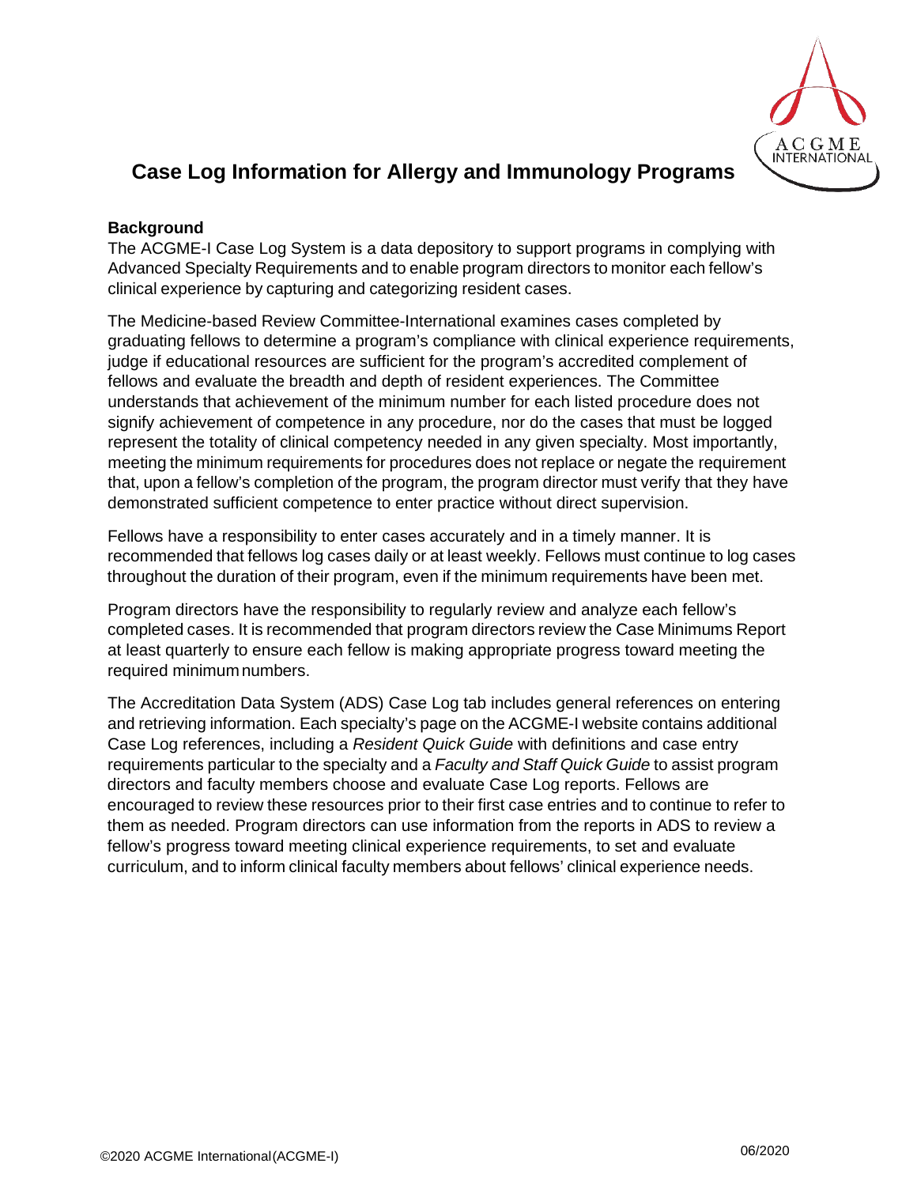# Case Log Information for Allergy and Immunology Programs

**Background**

The ACGME-I Case Log System is a data depository to support programs in complying with Advanced Specialty Requirements and to enable program directors to monitor each fellow's clinical experience by capturing and categorizing resident cases.

The Medicine-based Review Committee-International examines cases completed by graduating fellows to determine a program's compliance with clinical experience requirements, judge if educational resources are sufficient for the program's accredited complement of fellows and evaluate the breadth and depth of resident experiences. The Committee understands that achievement of the minimum number for each listed procedure does not signify achievement of competence in any procedure, nor do the cases that must be logged represent the totality of clinical competency needed in any given specialty. Most importantly, meeting the minimum requirements for procedures does not replace or negate the requirement that, upon a fellow's completion of the program, the program director must verify that they have demonstrated sufficient competence to enter practice without direct supervision.

Fellows have a responsibility to enter cases accurately and in a timely manner. It is recommended that fellows log cases daily or at least weekly. Fellows must continue to log cases throughout the duration of their program, even if the minimum requirements have been met.

Program directors have the responsibility to regularly review and analyze each fellow's completed cases. It is recommended that program directors review the Case Minimums Report at least quarterly to ensure each fellow is making appropriate progress toward meeting the required minimum numbers.

The Accreditation Data System (ADS) Case Log tab includes general references on entering and retrieving information. Each specialty's page on the ACGME-I website contains additional Case Log references, including a *Resident Quick Guide* with definitions and case entry requirements particular to the specialty and a *Faculty and Staff Quick Guide* to assist program directors and faculty members choose and evaluate Case Log reports. Fellows are encouraged to review these resources prior to their first case entries and to continue to refer to them as needed. Program directors can use information from the reports in ADS to review a fellow's progress toward meeting clinical experience requirements, to set and evaluate curriculum, and to inform clinical faculty members about fellows' clinical experience needs.

©2020 ACGME International (ACGME-I) 06/2020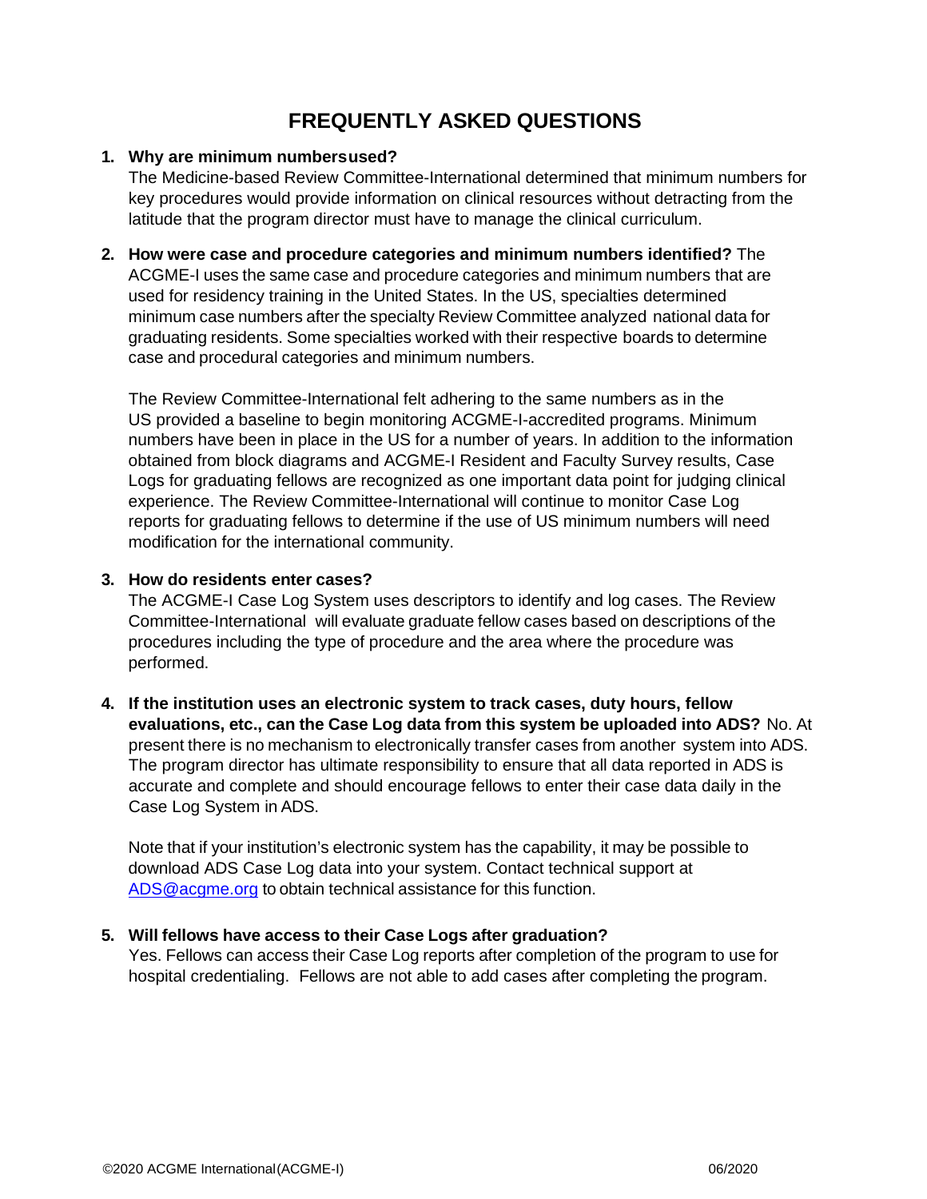# FREQUENTLY ASKED QUESTIONS

1. **Why are minimum numbers used?**
   The Medicine-based Review Committee-International determined that minimum numbers for key procedures would provide information on clinical resources without detracting from the latitude that the program director must have to manage the clinical curriculum.

2. **How were case and procedure categories and minimum numbers identified?** The ACGME-I uses the same case and procedure categories and minimum numbers that are used for residency training in the United States. In the US, specialties determined minimum case numbers after the specialty Review Committee analyzed national data for graduating residents. Some specialties worked with their respective boards to determine case and procedural categories and minimum numbers.

   The Review Committee-International felt adhering to the same numbers as in the US provided a baseline to begin monitoring ACGME-I-accredited programs. Minimum numbers have been in place in the US for a number of years. In addition to the information obtained from block diagrams and ACGME-I Resident and Faculty Survey results, Case Logs for graduating fellows are recognized as one important data point for judging clinical experience. The Review Committee-International will continue to monitor Case Log reports for graduating fellows to determine if the use of US minimum numbers will need modification for the international community.

3. **How do residents enter cases?**
   The ACGME-I Case Log System uses descriptors to identify and log cases. The Review Committee-International will evaluate graduate fellow cases based on descriptions of the procedures including the type of procedure and the area where the procedure was performed.

4. **If the institution uses an electronic system to track cases, duty hours, fellow evaluations, etc., can the Case Log data from this system be uploaded into ADS?** No. At present there is no mechanism to electronically transfer cases from another system into ADS. The program director has ultimate responsibility to ensure that all data reported in ADS is accurate and complete and should encourage fellows to enter their case data daily in the Case Log System in ADS.

   Note that if your institution's electronic system has the capability, it may be possible to download ADS Case Log data into your system. Contact technical support at [ADS@acgme.org](mailto:ADS@acgme.org) to obtain technical assistance for this function.

5. **Will fellows have access to their Case Logs after graduation?**
   Yes. Fellows can access their Case Log reports after completion of the program to use for hospital credentialing. Fellows are not able to add cases after completing the program.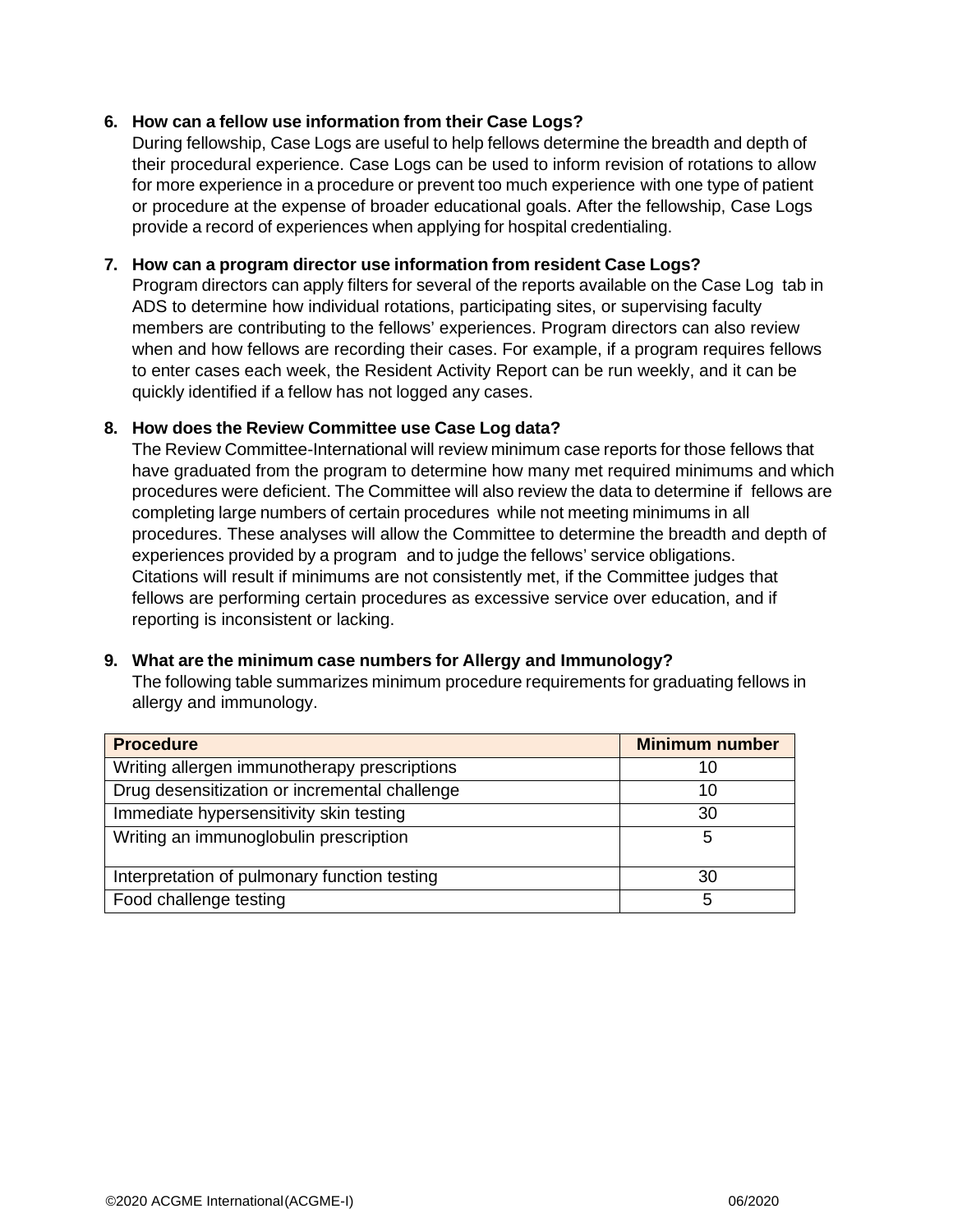6. **How can a fellow use information from their Case Logs?**
   During fellowship, Case Logs are useful to help fellows determine the breadth and depth of their procedural experience. Case Logs can be used to inform revision of rotations to allow for more experience in a procedure or prevent too much experience with one type of patient or procedure at the expense of broader educational goals. After the fellowship, Case Logs provide a record of experiences when applying for hospital credentialing.

7. **How can a program director use information from resident Case Logs?**
   Program directors can apply filters for several of the reports available on the Case Log tab in ADS to determine how individual rotations, participating sites, or supervising faculty members are contributing to the fellows' experiences. Program directors can also review when and how fellows are recording their cases. For example, if a program requires fellows to enter cases each week, the Resident Activity Report can be run weekly, and it can be quickly identified if a fellow has not logged any cases.

8. **How does the Review Committee use Case Log data?**
   The Review Committee-International will review minimum case reports for those fellows that have graduated from the program to determine how many met required minimums and which procedures were deficient. The Committee will also review the data to determine if fellows are completing large numbers of certain procedures while not meeting minimums in all procedures. These analyses will allow the Committee to determine the breadth and depth of experiences provided by a program and to judge the fellows' service obligations. Citations will result if minimums are not consistently met, if the Committee judges that fellows are performing certain procedures as excessive service over education, and if reporting is inconsistent or lacking.

9. **What are the minimum case numbers for Allergy and Immunology?**
   The following table summarizes minimum procedure requirements for graduating fellows in allergy and immunology.

| Procedure | Minimum number |
|---|---|
| Writing allergen immunotherapy prescriptions | 10 |
| Drug desensitization or incremental challenge | 10 |
| Immediate hypersensitivity skin testing | 30 |
| Writing an immunoglobulin prescription | 5 |
| Interpretation of pulmonary function testing | 30 |
| Food challenge testing | 5 |

©2020 ACGME International (ACGME-I) 06/2020